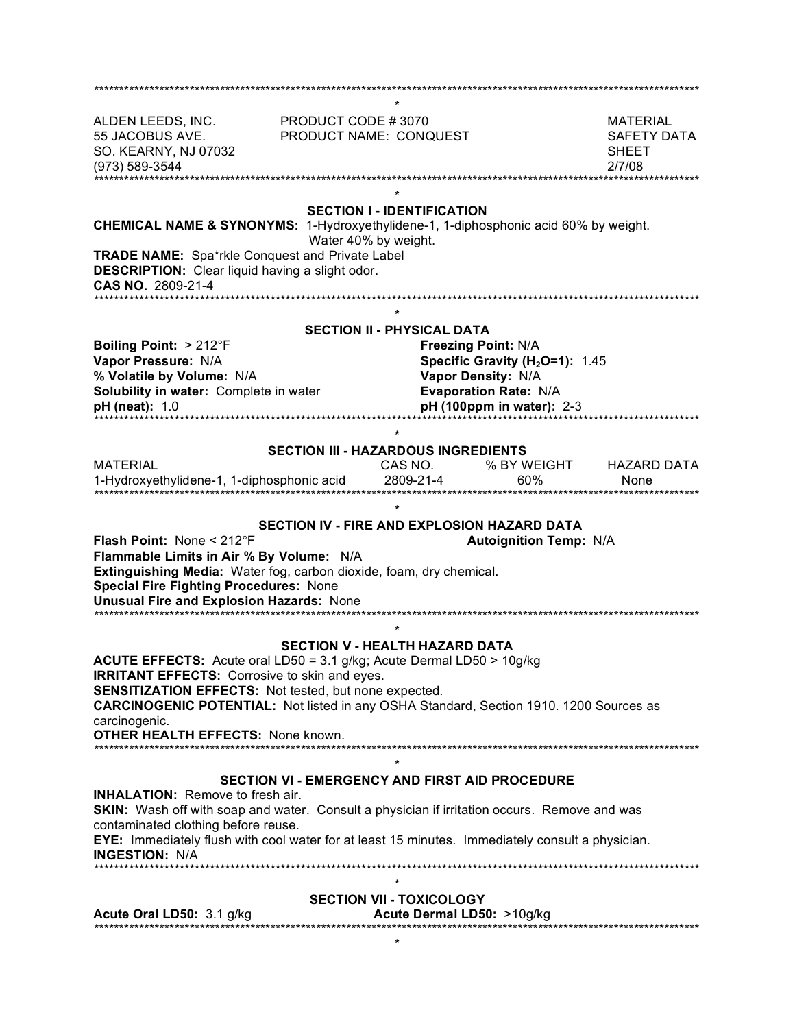ALDEN LEEDS, INC.
55 JACOBUS AVE.
SO. KEARNY, NJ 07032
(973) 589-3544

PRODUCT CODE # 3070
PRODUCT NAME: CONQUEST

MATERIAL SAFETY DATA SHEET
2/7/08

## SECTION I - IDENTIFICATION

**CHEMICAL NAME & SYNONYMS:** 1-Hydroxyethylidene-1, 1-diphosphonic acid 60% by weight. Water 40% by weight.

**TRADE NAME:** Spa*rkle Conquest and Private Label

**DESCRIPTION:** Clear liquid having a slight odor.

**CAS NO.** 2809-21-4

## SECTION II - PHYSICAL DATA

**Boiling Point:** > 212°F

**Freezing Point:** N/A

**Vapor Pressure:** N/A

**Specific Gravity ($H_2O$=1):** 1.45

**% Volatile by Volume:** N/A

**Vapor Density:** N/A

**Solubility in water:** Complete in water

**Evaporation Rate:** N/A

**pH (neat):** 1.0

**pH (100ppm in water):** 2-3

## SECTION III - HAZARDOUS INGREDIENTS

| MATERIAL | CAS NO. | % BY WEIGHT | HAZARD DATA |
| --- | --- | --- | --- |
| 1-Hydroxyethylidene-1, 1-diphosphonic acid | 2809-21-4 | 60% | None |

## SECTION IV - FIRE AND EXPLOSION HAZARD DATA

**Flash Point:** None < 212°F

**Autoignition Temp:** N/A

**Flammable Limits in Air % By Volume:** N/A

**Extinguishing Media:** Water fog, carbon dioxide, foam, dry chemical.

**Special Fire Fighting Procedures:** None

**Unusual Fire and Explosion Hazards:** None

## SECTION V - HEALTH HAZARD DATA

**ACUTE EFFECTS:** Acute oral LD50 = 3.1 g/kg; Acute Dermal LD50 > 10g/kg

**IRRITANT EFFECTS:** Corrosive to skin and eyes.

**SENSITIZATION EFFECTS:** Not tested, but none expected.

**CARCINOGENIC POTENTIAL:** Not listed in any OSHA Standard, Section 1910. 1200 Sources as carcinogenic.

**OTHER HEALTH EFFECTS:** None known.

## SECTION VI - EMERGENCY AND FIRST AID PROCEDURE

**INHALATION:** Remove to fresh air.

**SKIN:** Wash off with soap and water. Consult a physician if irritation occurs. Remove and was contaminated clothing before reuse.

**EYE:** Immediately flush with cool water for at least 15 minutes. Immediately consult a physician.

**INGESTION:** N/A

## SECTION VII - TOXICOLOGY

**Acute Oral LD50:** 3.1 g/kg

**Acute Dermal LD50:** >10g/kg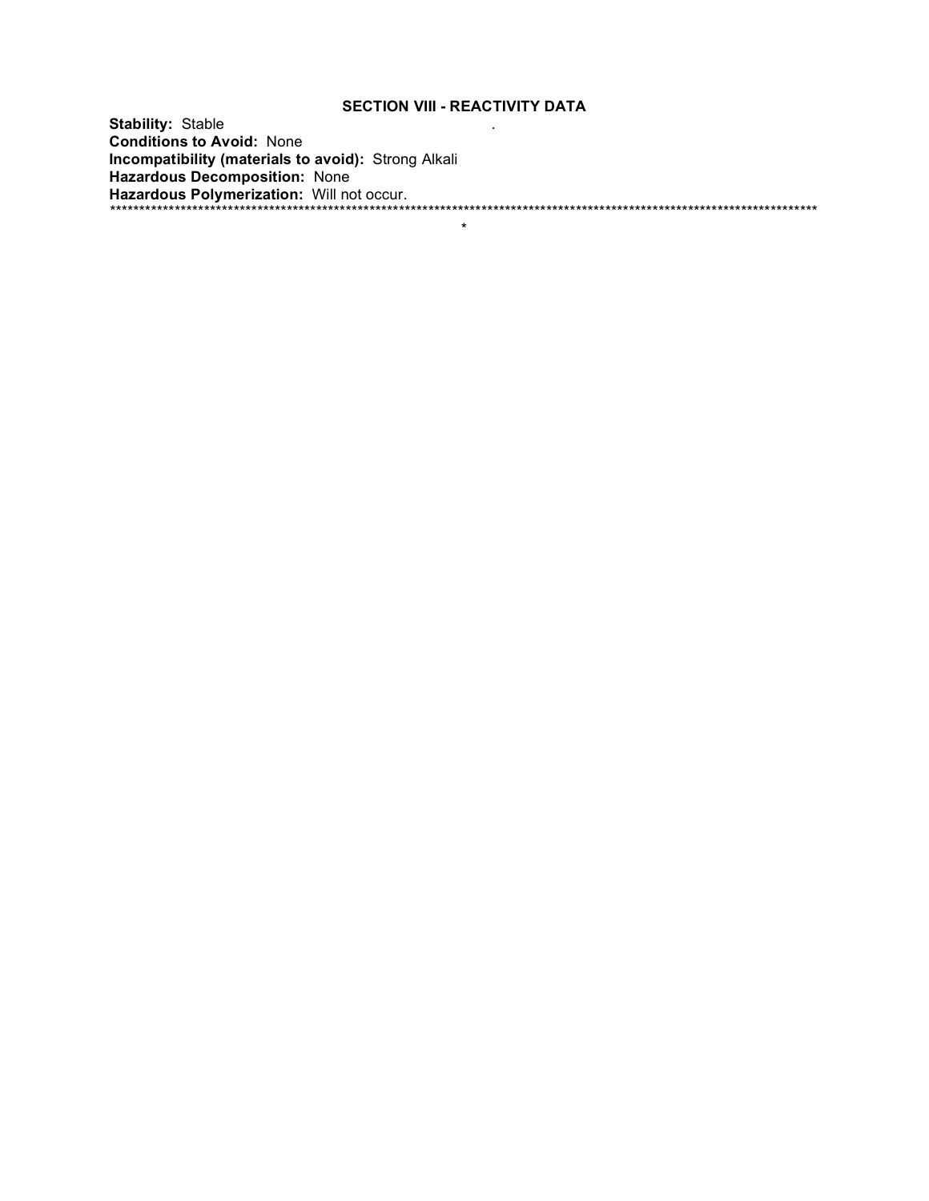## SECTION VIII - REACTIVITY DATA

**Stability:** Stable

**Conditions to Avoid:** None

**Incompatibility (materials to avoid):** Strong Alkali

**Hazardous Decomposition:** None

**Hazardous Polymerization:** Will not occur.

*************************************************************************************************************************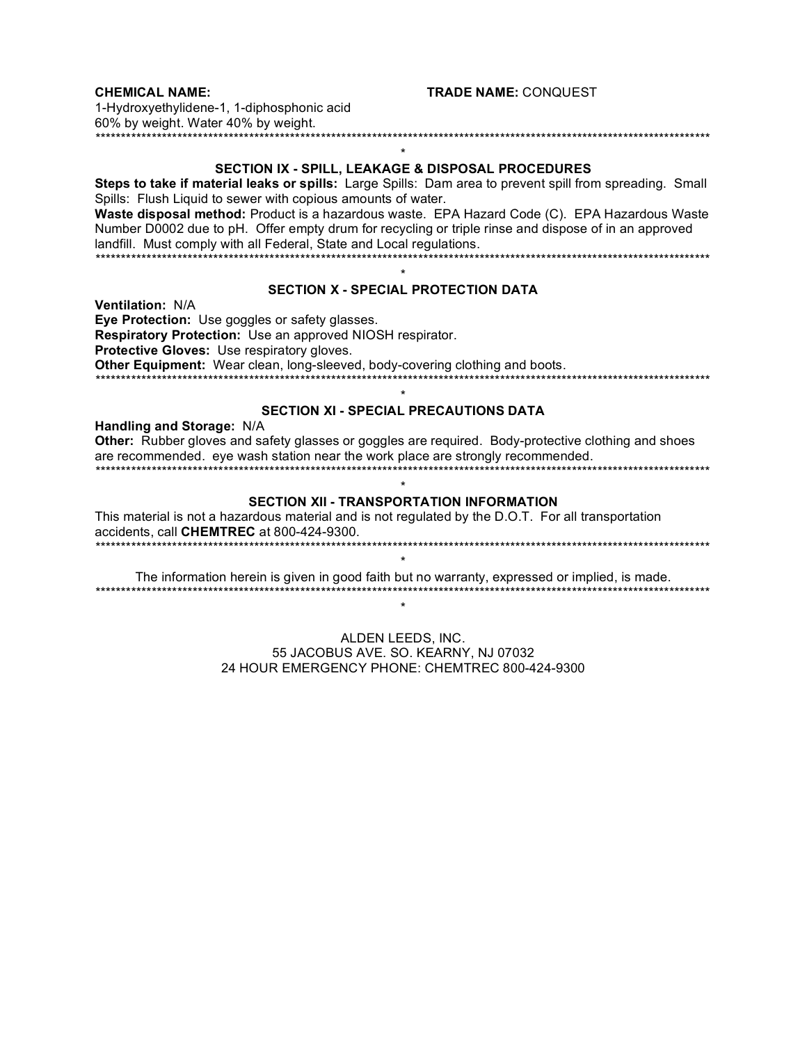**CHEMICAL NAME:** **TRADE NAME:** CONQUEST

1-Hydroxyethylidene-1, 1-diphosphonic acid
60% by weight. Water 40% by weight.

---

## SECTION IX - SPILL, LEAKAGE & DISPOSAL PROCEDURES

**Steps to take if material leaks or spills:** Large Spills: Dam area to prevent spill from spreading. Small Spills: Flush Liquid to sewer with copious amounts of water.

**Waste disposal method:** Product is a hazardous waste. EPA Hazard Code (C). EPA Hazardous Waste Number D0002 due to pH. Offer empty drum for recycling or triple rinse and dispose of in an approved landfill. Must comply with all Federal, State and Local regulations.

---

## SECTION X - SPECIAL PROTECTION DATA

**Ventilation:** N/A

**Eye Protection:** Use goggles or safety glasses.

**Respiratory Protection:** Use an approved NIOSH respirator.

**Protective Gloves:** Use respiratory gloves.

**Other Equipment:** Wear clean, long-sleeved, body-covering clothing and boots.

---

## SECTION XI - SPECIAL PRECAUTIONS DATA

**Handling and Storage:** N/A

**Other:** Rubber gloves and safety glasses or goggles are required. Body-protective clothing and shoes are recommended. eye wash station near the work place are strongly recommended.

---

## SECTION XII - TRANSPORTATION INFORMATION

This material is not a hazardous material and is not regulated by the D.O.T. For all transportation accidents, call **CHEMTREC** at 800-424-9300.

---

The information herein is given in good faith but no warranty, expressed or implied, is made.

---

ALDEN LEEDS, INC.
55 JACOBUS AVE. SO. KEARNY, NJ 07032
24 HOUR EMERGENCY PHONE: CHEMTREC 800-424-9300